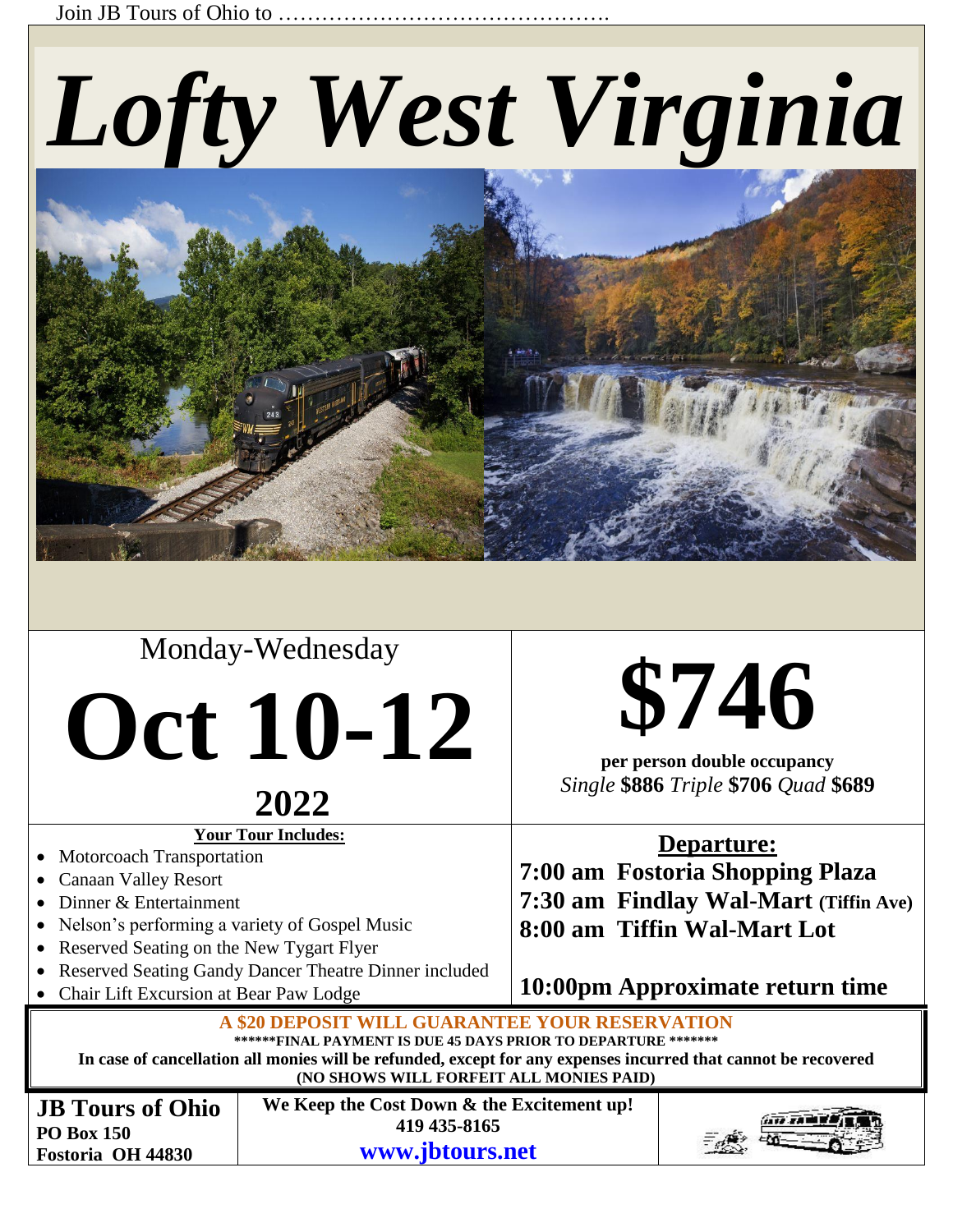Join JB Tours of Ohio to ……………………………………….

# *Lofty West Virginia*

Monday-Wednesday

# Oct 10-12

## 2022

# $746

**per person double occupancy**

*Single* **$886** *Triple* **$706** *Quad* **$689**

**Your Tour Includes:**

- Motorcoach Transportation
- Canaan Valley Resort
- Dinner & Entertainment
- Nelson's performing a variety of Gospel Music
- Reserved Seating on the New Tygart Flyer
- Reserved Seating Gandy Dancer Theatre Dinner included
- Chair Lift Excursion at Bear Paw Lodge

**Departure:**

**7:00 am Fostoria Shopping Plaza**
**7:30 am Findlay Wal-Mart (Tiffin Ave)**
**8:00 am Tiffin Wal-Mart Lot**

**10:00pm Approximate return time**

**A $20 DEPOSIT WILL GUARANTEE YOUR RESERVATION**

**\*\*\*\*\*\*FINAL PAYMENT IS DUE 45 DAYS PRIOR TO DEPARTURE \*\*\*\*\*\*\***

**In case of cancellation all monies will be refunded, except for any expenses incurred that cannot be recovered**

**(NO SHOWS WILL FORFEIT ALL MONIES PAID)**

**JB Tours of Ohio**
**PO Box 150**
**Fostoria OH 44830**

**We Keep the Cost Down & the Excitement up!**
**419 435-8165**
**www.jbtours.net**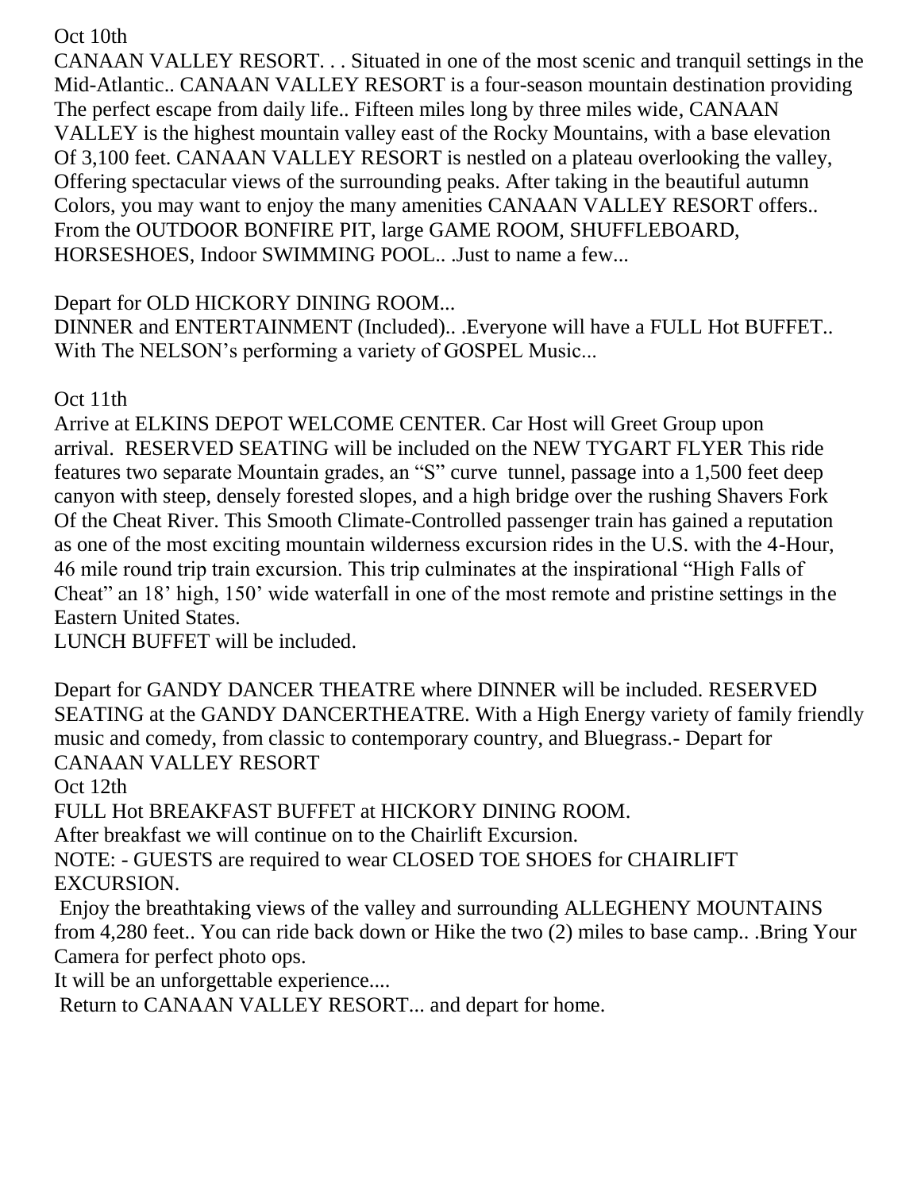Oct 10th

CANAAN VALLEY RESORT. . . Situated in one of the most scenic and tranquil settings in the Mid-Atlantic.. CANAAN VALLEY RESORT is a four-season mountain destination providing The perfect escape from daily life.. Fifteen miles long by three miles wide, CANAAN VALLEY is the highest mountain valley east of the Rocky Mountains, with a base elevation Of 3,100 feet. CANAAN VALLEY RESORT is nestled on a plateau overlooking the valley, Offering spectacular views of the surrounding peaks. After taking in the beautiful autumn Colors, you may want to enjoy the many amenities CANAAN VALLEY RESORT offers.. From the OUTDOOR BONFIRE PIT, large GAME ROOM, SHUFFLEBOARD, HORSESHOES, Indoor SWIMMING POOL.. .Just to name a few...

Depart for OLD HICKORY DINING ROOM...
DINNER and ENTERTAINMENT (Included).. .Everyone will have a FULL Hot BUFFET.. With The NELSON's performing a variety of GOSPEL Music...

Oct 11th

Arrive at ELKINS DEPOT WELCOME CENTER. Car Host will Greet Group upon arrival. RESERVED SEATING will be included on the NEW TYGART FLYER This ride features two separate Mountain grades, an "S" curve tunnel, passage into a 1,500 feet deep canyon with steep, densely forested slopes, and a high bridge over the rushing Shavers Fork Of the Cheat River. This Smooth Climate-Controlled passenger train has gained a reputation as one of the most exciting mountain wilderness excursion rides in the U.S. with the 4-Hour, 46 mile round trip train excursion. This trip culminates at the inspirational "High Falls of Cheat" an 18' high, 150' wide waterfall in one of the most remote and pristine settings in the Eastern United States.
LUNCH BUFFET will be included.

Depart for GANDY DANCER THEATRE where DINNER will be included. RESERVED SEATING at the GANDY DANCERTHEATRE. With a High Energy variety of family friendly music and comedy, from classic to contemporary country, and Bluegrass.- Depart for CANAAN VALLEY RESORT

Oct 12th

FULL Hot BREAKFAST BUFFET at HICKORY DINING ROOM.
After breakfast we will continue on to the Chairlift Excursion.
NOTE: - GUESTS are required to wear CLOSED TOE SHOES for CHAIRLIFT EXCURSION.
Enjoy the breathtaking views of the valley and surrounding ALLEGHENY MOUNTAINS from 4,280 feet.. You can ride back down or Hike the two (2) miles to base camp.. .Bring Your Camera for perfect photo ops.
It will be an unforgettable experience....
Return to CANAAN VALLEY RESORT... and depart for home.